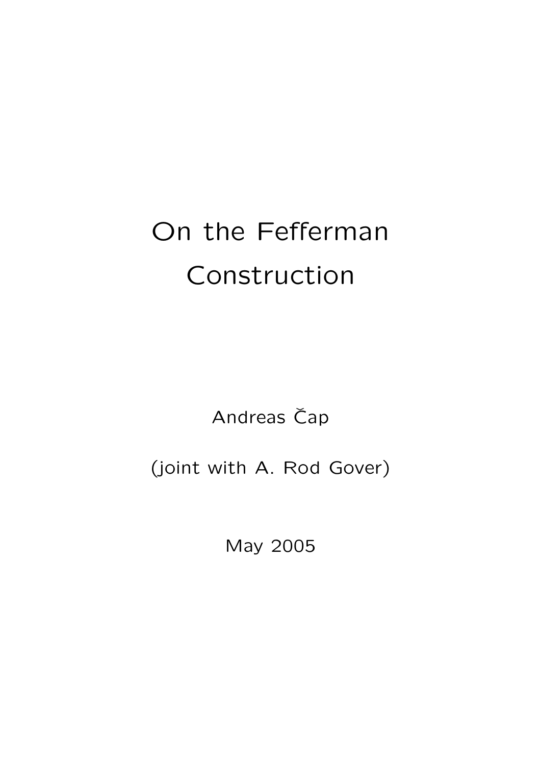# On the Fefferman Construction

Andreas Čap

(joint with A. Rod Gover)

May 2005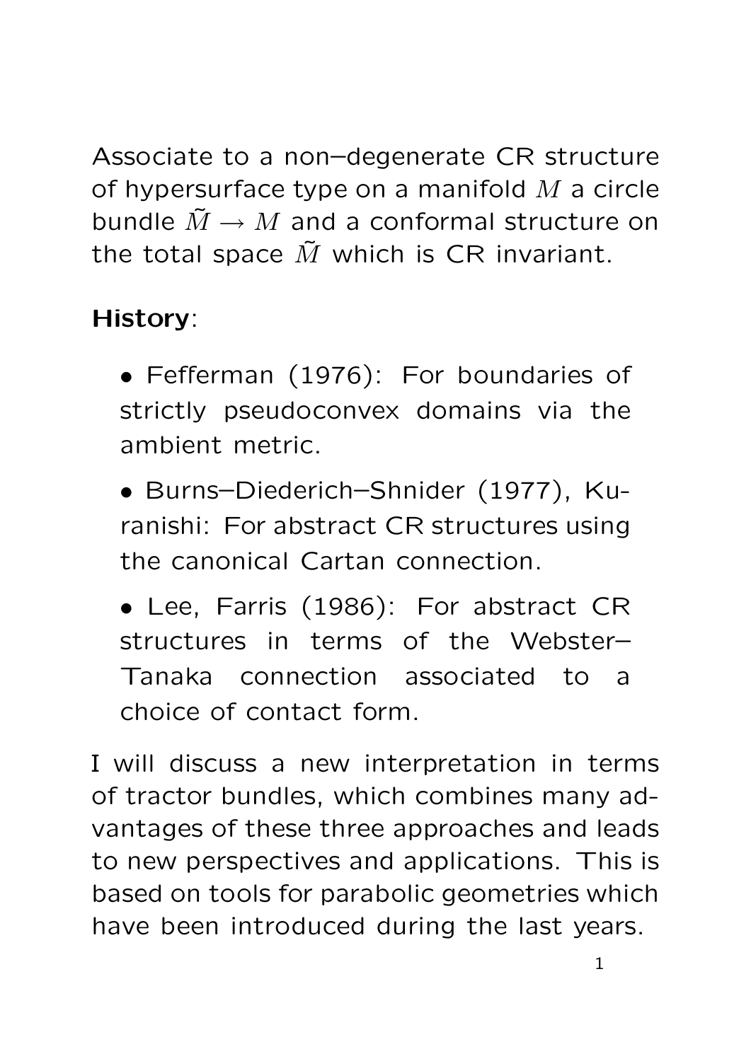Associate to a non–degenerate CR structure of hypersurface type on a manifold $M$ a circle bundle $\tilde{M} \to M$ and a conformal structure on the total space $\tilde{M}$ which is CR invariant.

**History**:

- Fefferman (1976): For boundaries of strictly pseudoconvex domains via the ambient metric.
- Burns–Diederich–Shnider (1977), Kuranishi: For abstract CR structures using the canonical Cartan connection.
- Lee, Farris (1986): For abstract CR structures in terms of the Webster–Tanaka connection associated to a choice of contact form.

I will discuss a new interpretation in terms of tractor bundles, which combines many advantages of these three approaches and leads to new perspectives and applications. This is based on tools for parabolic geometries which have been introduced during the last years.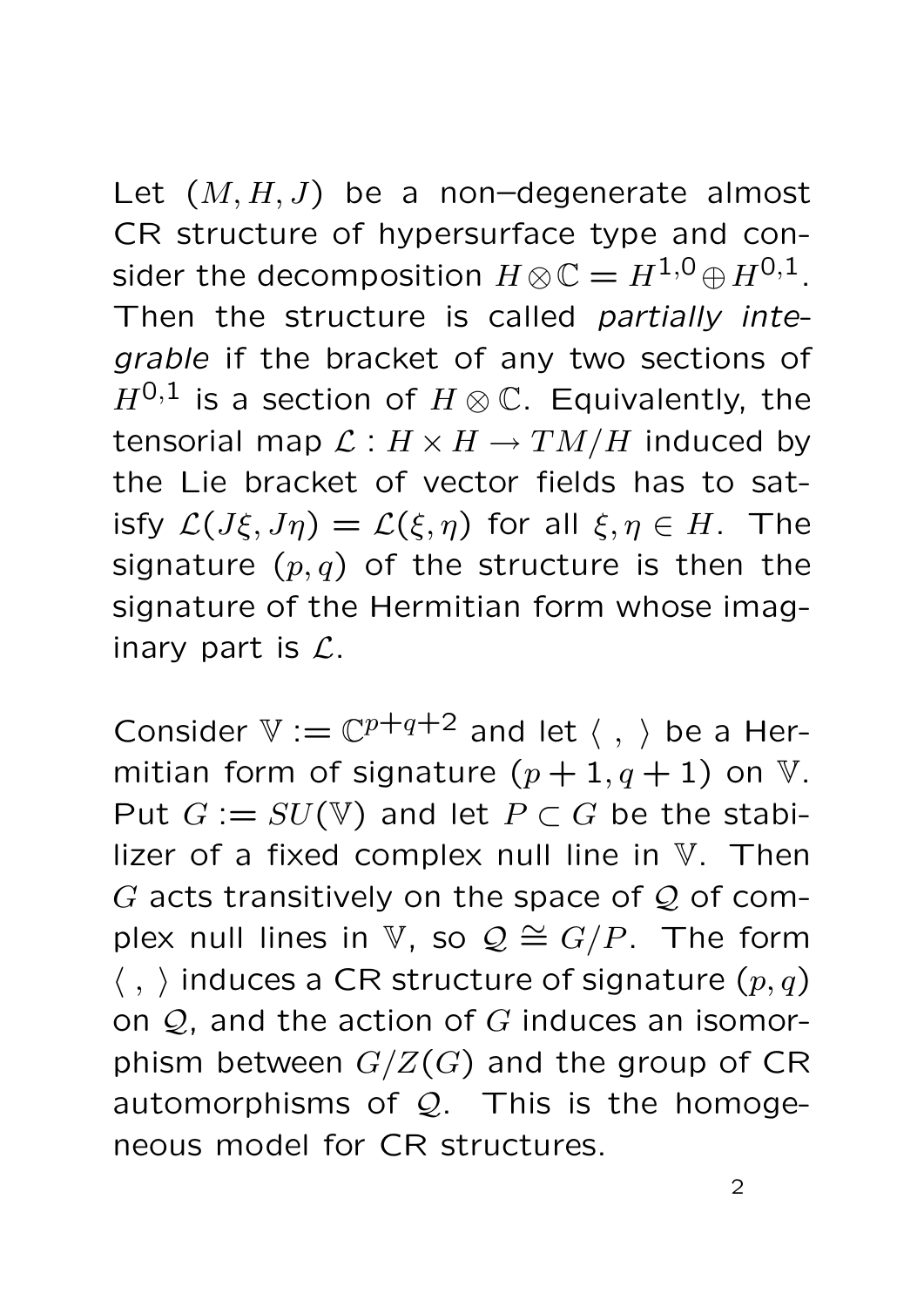Let $(M, H, J)$ be a non–degenerate almost CR structure of hypersurface type and consider the decomposition $H \otimes \mathbb{C} = H^{1,0} \oplus H^{0,1}$. Then the structure is called *partially integrable* if the bracket of any two sections of $H^{0,1}$ is a section of $H \otimes \mathbb{C}$. Equivalently, the tensorial map $\mathcal{L} : H \times H \to TM/H$ induced by the Lie bracket of vector fields has to satisfy $\mathcal{L}(J\xi, J\eta) = \mathcal{L}(\xi, \eta)$ for all $\xi, \eta \in H$. The signature $(p, q)$ of the structure is then the signature of the Hermitian form whose imaginary part is $\mathcal{L}$.

Consider $\mathbb{V} := \mathbb{C}^{p+q+2}$ and let $\langle \ , \ \rangle$ be a Hermitian form of signature $(p+1, q+1)$ on $\mathbb{V}$. Put $G := SU(\mathbb{V})$ and let $P \subset G$ be the stabilizer of a fixed complex null line in $\mathbb{V}$. Then $G$ acts transitively on the space of $\mathcal{Q}$ of complex null lines in $\mathbb{V}$, so $\mathcal{Q} \cong G/P$. The form $\langle \ , \ \rangle$ induces a CR structure of signature $(p, q)$ on $\mathcal{Q}$, and the action of $G$ induces an isomorphism between $G/Z(G)$ and the group of CR automorphisms of $\mathcal{Q}$. This is the homogeneous model for CR structures.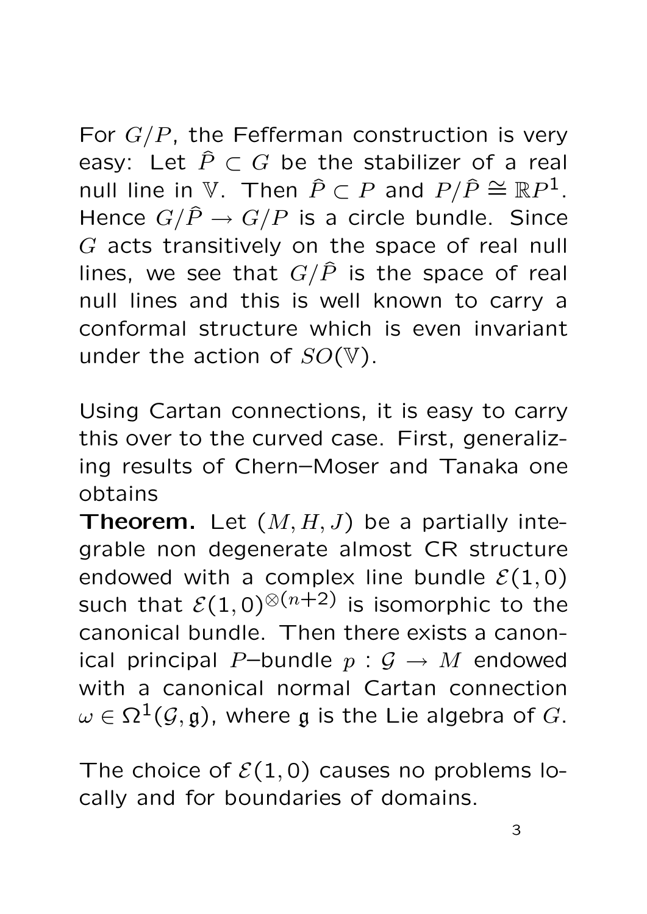For $G/P$, the Fefferman construction is very easy: Let $\hat{P} \subset G$ be the stabilizer of a real null line in $\mathbb{V}$. Then $\hat{P} \subset P$ and $P/\hat{P} \cong \mathbb{R}P^1$. Hence $G/\hat{P} \to G/P$ is a circle bundle. Since $G$ acts transitively on the space of real null lines, we see that $G/\hat{P}$ is the space of real null lines and this is well known to carry a conformal structure which is even invariant under the action of $SO(\mathbb{V})$.

Using Cartan connections, it is easy to carry this over to the curved case. First, generalizing results of Chern–Moser and Tanaka one obtains

**Theorem.** Let $(M, H, J)$ be a partially integrable non degenerate almost CR structure endowed with a complex line bundle $\mathcal{E}(1,0)$ such that $\mathcal{E}(1,0)^{\otimes(n+2)}$ is isomorphic to the canonical bundle. Then there exists a canonical principal $P$–bundle $p : \mathcal{G} \to M$ endowed with a canonical normal Cartan connection $\omega \in \Omega^1(\mathcal{G}, \mathfrak{g})$, where $\mathfrak{g}$ is the Lie algebra of $G$.

The choice of $\mathcal{E}(1,0)$ causes no problems locally and for boundaries of domains.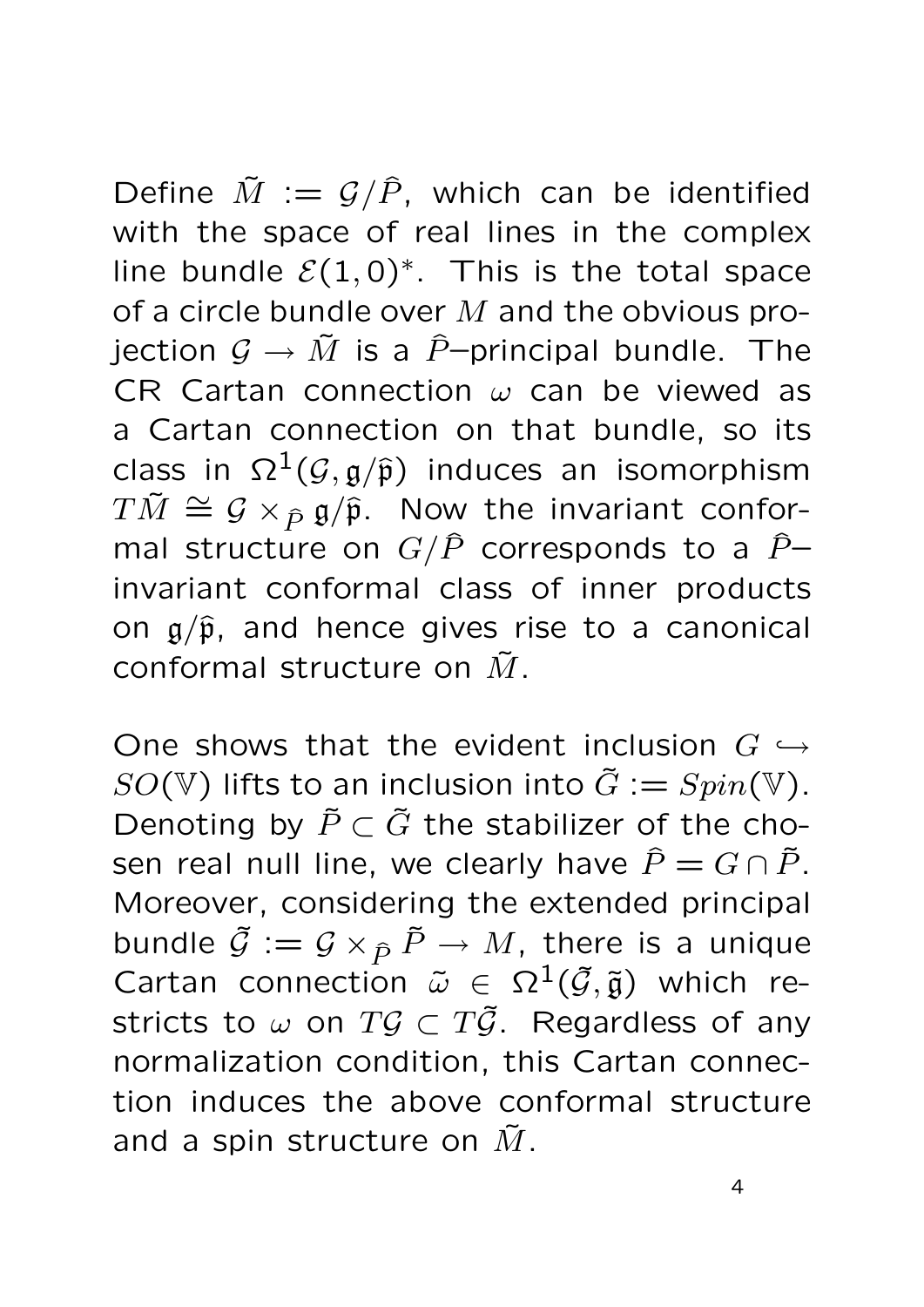Define $\tilde{M} := \mathcal{G}/\hat{P}$, which can be identified with the space of real lines in the complex line bundle $\mathcal{E}(1,0)^*$. This is the total space of a circle bundle over $M$ and the obvious projection $\mathcal{G} \to \tilde{M}$ is a $\hat{P}$–principal bundle. The CR Cartan connection $\omega$ can be viewed as a Cartan connection on that bundle, so its class in $\Omega^1(\mathcal{G}, \mathfrak{g}/\hat{\mathfrak{p}})$ induces an isomorphism $T\tilde{M} \cong \mathcal{G} \times_{\hat{P}} \mathfrak{g}/\hat{\mathfrak{p}}$. Now the invariant conformal structure on $G/\hat{P}$ corresponds to a $\hat{P}$–invariant conformal class of inner products on $\mathfrak{g}/\hat{\mathfrak{p}}$, and hence gives rise to a canonical conformal structure on $\tilde{M}$.

One shows that the evident inclusion $G \hookrightarrow SO(\mathbb{V})$ lifts to an inclusion into $\tilde{G} := Spin(\mathbb{V})$. Denoting by $\tilde{P} \subset \tilde{G}$ the stabilizer of the chosen real null line, we clearly have $\hat{P} = G \cap \tilde{P}$. Moreover, considering the extended principal bundle $\tilde{\mathcal{G}} := \mathcal{G} \times_{\hat{P}} \tilde{P} \to M$, there is a unique Cartan connection $\tilde{\omega} \in \Omega^1(\tilde{\mathcal{G}}, \tilde{\mathfrak{g}})$ which restricts to $\omega$ on $T\mathcal{G} \subset T\tilde{\mathcal{G}}$. Regardless of any normalization condition, this Cartan connection induces the above conformal structure and a spin structure on $\tilde{M}$.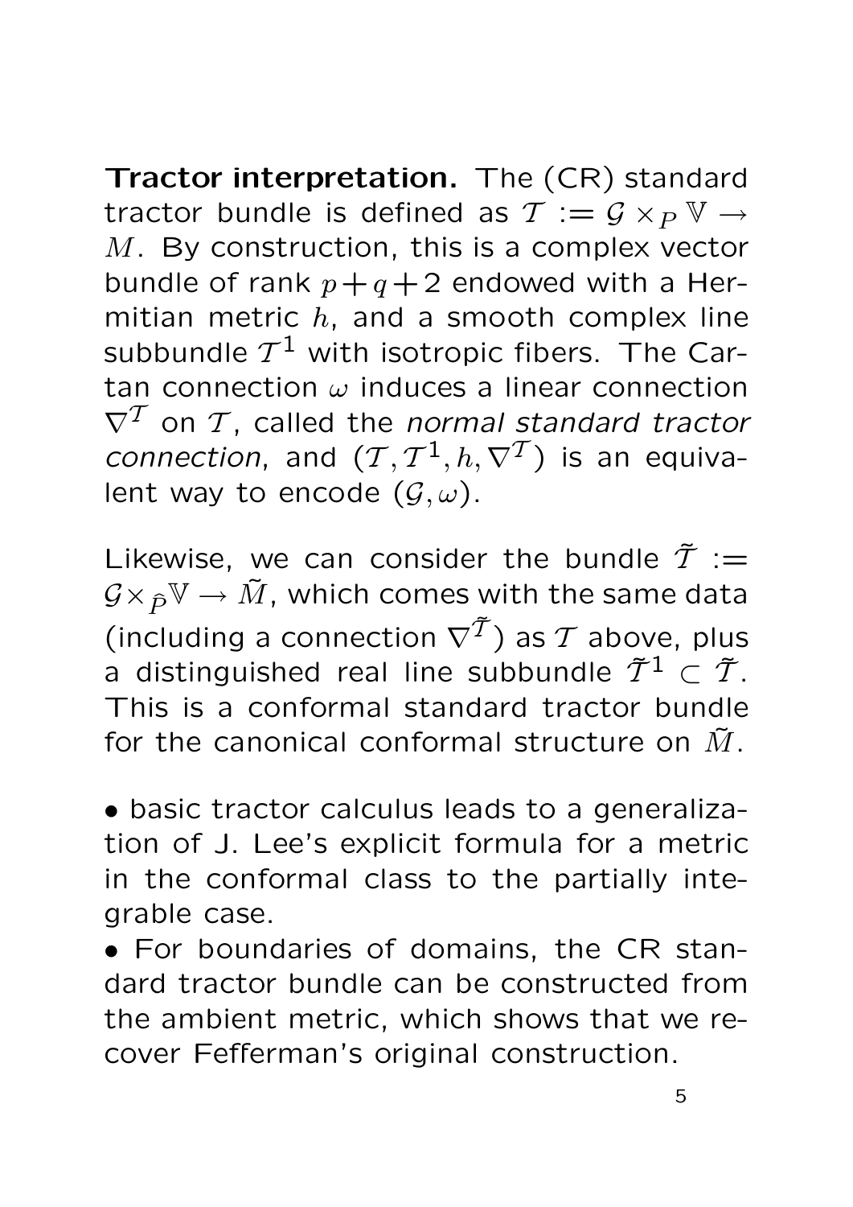**Tractor interpretation.** The (CR) standard tractor bundle is defined as $\mathcal{T} := \mathcal{G} \times_P \mathbb{V} \to M$. By construction, this is a complex vector bundle of rank $p+q+2$ endowed with a Hermitian metric $h$, and a smooth complex line subbundle $\mathcal{T}^1$ with isotropic fibers. The Cartan connection $\omega$ induces a linear connection $\nabla^{\mathcal{T}}$ on $\mathcal{T}$, called the *normal standard tractor connection*, and $(\mathcal{T}, \mathcal{T}^1, h, \nabla^{\mathcal{T}})$ is an equivalent way to encode $(\mathcal{G}, \omega)$.

Likewise, we can consider the bundle $\tilde{\mathcal{T}} := \mathcal{G} \times_{\hat{P}} \mathbb{V} \to \tilde{M}$, which comes with the same data (including a connection $\nabla^{\tilde{\mathcal{T}}}$) as $\mathcal{T}$ above, plus a distinguished real line subbundle $\tilde{\mathcal{T}}^1 \subset \tilde{\mathcal{T}}$. This is a conformal standard tractor bundle for the canonical conformal structure on $\tilde{M}$.

- basic tractor calculus leads to a generalization of J. Lee's explicit formula for a metric in the conformal class to the partially integrable case.
- For boundaries of domains, the CR standard tractor bundle can be constructed from the ambient metric, which shows that we recover Fefferman's original construction.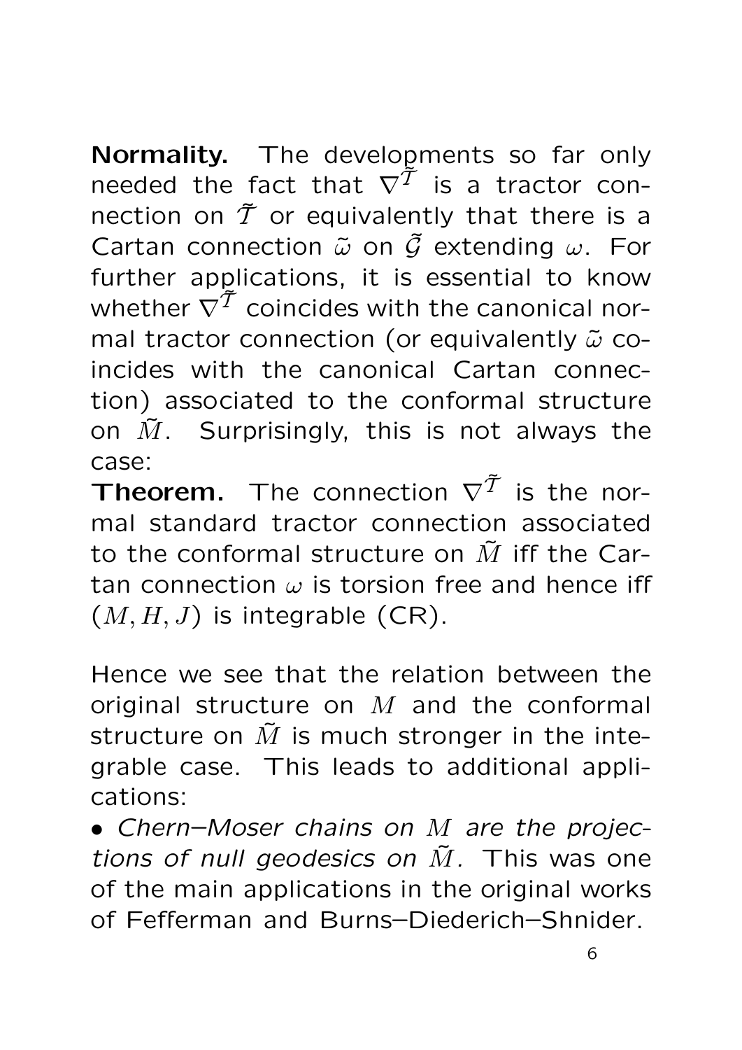**Normality.** The developments so far only needed the fact that $\nabla^{\tilde{\mathcal{T}}}$ is a tractor connection on $\tilde{\mathcal{T}}$ or equivalently that there is a Cartan connection $\tilde{\omega}$ on $\tilde{\mathcal{G}}$ extending $\omega$. For further applications, it is essential to know whether $\nabla^{\tilde{\mathcal{T}}}$ coincides with the canonical normal tractor connection (or equivalently $\tilde{\omega}$ coincides with the canonical Cartan connection) associated to the conformal structure on $\tilde{M}$. Surprisingly, this is not always the case:

**Theorem.** The connection $\nabla^{\tilde{\mathcal{T}}}$ is the normal standard tractor connection associated to the conformal structure on $\tilde{M}$ iff the Cartan connection $\omega$ is torsion free and hence iff $(M, H, J)$ is integrable (CR).

Hence we see that the relation between the original structure on $M$ and the conformal structure on $\tilde{M}$ is much stronger in the integrable case. This leads to additional applications:

• *Chern–Moser chains on $M$ are the projections of null geodesics on $\tilde{M}$.* This was one of the main applications in the original works of Fefferman and Burns–Diederich–Shnider.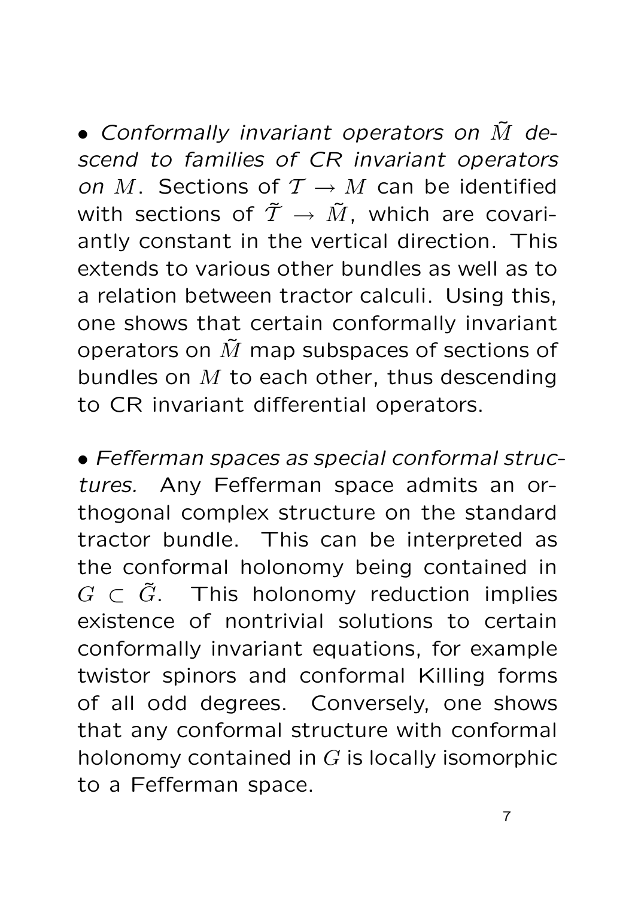• *Conformally invariant operators on $\tilde{M}$ descend to families of CR invariant operators on $M$.* Sections of $\mathcal{T} \to M$ can be identified with sections of $\tilde{\mathcal{T}} \to \tilde{M}$, which are covariantly constant in the vertical direction. This extends to various other bundles as well as to a relation between tractor calculi. Using this, one shows that certain conformally invariant operators on $\tilde{M}$ map subspaces of sections of bundles on $M$ to each other, thus descending to CR invariant differential operators.

• *Fefferman spaces as special conformal structures.* Any Fefferman space admits an orthogonal complex structure on the standard tractor bundle. This can be interpreted as the conformal holonomy being contained in $G \subset \tilde{G}$. This holonomy reduction implies existence of nontrivial solutions to certain conformally invariant equations, for example twistor spinors and conformal Killing forms of all odd degrees. Conversely, one shows that any conformal structure with conformal holonomy contained in $G$ is locally isomorphic to a Fefferman space.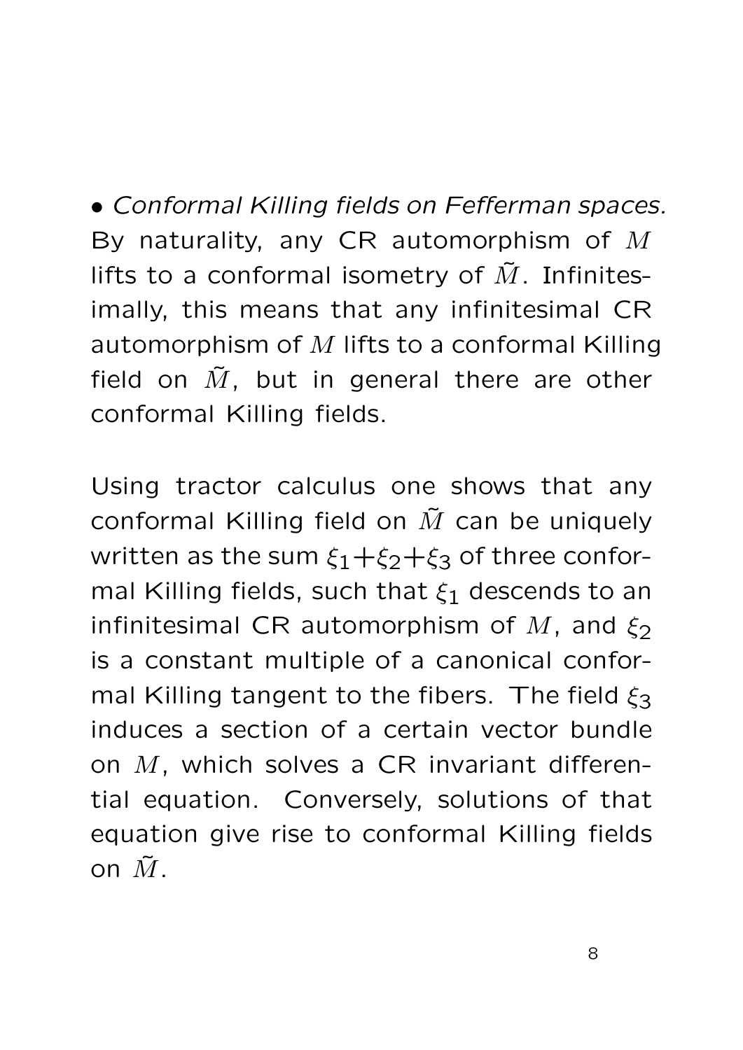• *Conformal Killing fields on Fefferman spaces.* By naturality, any CR automorphism of $M$ lifts to a conformal isometry of $\tilde{M}$. Infinitesimally, this means that any infinitesimal CR automorphism of $M$ lifts to a conformal Killing field on $\tilde{M}$, but in general there are other conformal Killing fields.

Using tractor calculus one shows that any conformal Killing field on $\tilde{M}$ can be uniquely written as the sum $\xi_1+\xi_2+\xi_3$ of three conformal Killing fields, such that $\xi_1$ descends to an infinitesimal CR automorphism of $M$, and $\xi_2$ is a constant multiple of a canonical conformal Killing tangent to the fibers. The field $\xi_3$ induces a section of a certain vector bundle on $M$, which solves a CR invariant differential equation. Conversely, solutions of that equation give rise to conformal Killing fields on $\tilde{M}$.